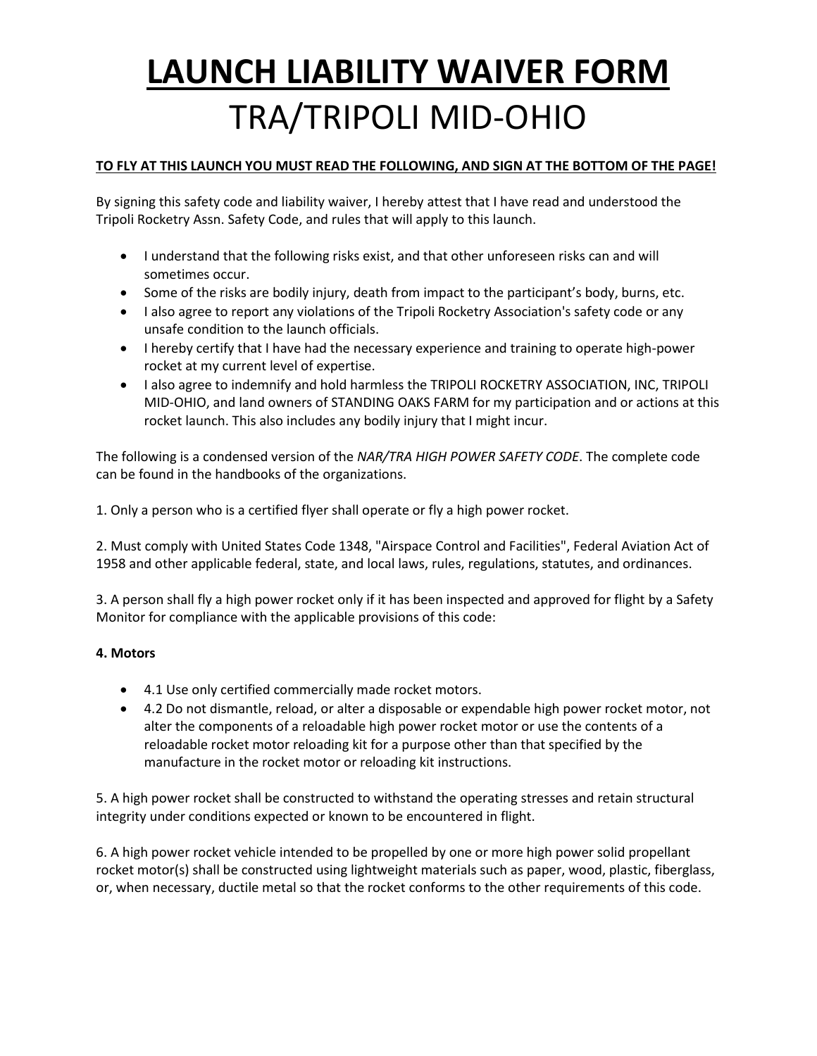# <u>LAUNCH LIABILITY WAIVER FORM</u>

# TRA/TRIPOLI MID-OHIO

**<u>TO FLY AT THIS LAUNCH YOU MUST READ THE FOLLOWING, AND SIGN AT THE BOTTOM OF THE PAGE!</u>**

By signing this safety code and liability waiver, I hereby attest that I have read and understood the Tripoli Rocketry Assn. Safety Code, and rules that will apply to this launch.

- I understand that the following risks exist, and that other unforeseen risks can and will sometimes occur.
- Some of the risks are bodily injury, death from impact to the participant's body, burns, etc.
- I also agree to report any violations of the Tripoli Rocketry Association's safety code or any unsafe condition to the launch officials.
- I hereby certify that I have had the necessary experience and training to operate high-power rocket at my current level of expertise.
- I also agree to indemnify and hold harmless the TRIPOLI ROCKETRY ASSOCIATION, INC, TRIPOLI MID-OHIO, and land owners of STANDING OAKS FARM for my participation and or actions at this rocket launch. This also includes any bodily injury that I might incur.

The following is a condensed version of the *NAR/TRA HIGH POWER SAFETY CODE*. The complete code can be found in the handbooks of the organizations.

1. Only a person who is a certified flyer shall operate or fly a high power rocket.

2. Must comply with United States Code 1348, "Airspace Control and Facilities", Federal Aviation Act of 1958 and other applicable federal, state, and local laws, rules, regulations, statutes, and ordinances.

3. A person shall fly a high power rocket only if it has been inspected and approved for flight by a Safety Monitor for compliance with the applicable provisions of this code:

**4. Motors**

- 4.1 Use only certified commercially made rocket motors.
- 4.2 Do not dismantle, reload, or alter a disposable or expendable high power rocket motor, not alter the components of a reloadable high power rocket motor or use the contents of a reloadable rocket motor reloading kit for a purpose other than that specified by the manufacture in the rocket motor or reloading kit instructions.

5. A high power rocket shall be constructed to withstand the operating stresses and retain structural integrity under conditions expected or known to be encountered in flight.

6. A high power rocket vehicle intended to be propelled by one or more high power solid propellant rocket motor(s) shall be constructed using lightweight materials such as paper, wood, plastic, fiberglass, or, when necessary, ductile metal so that the rocket conforms to the other requirements of this code.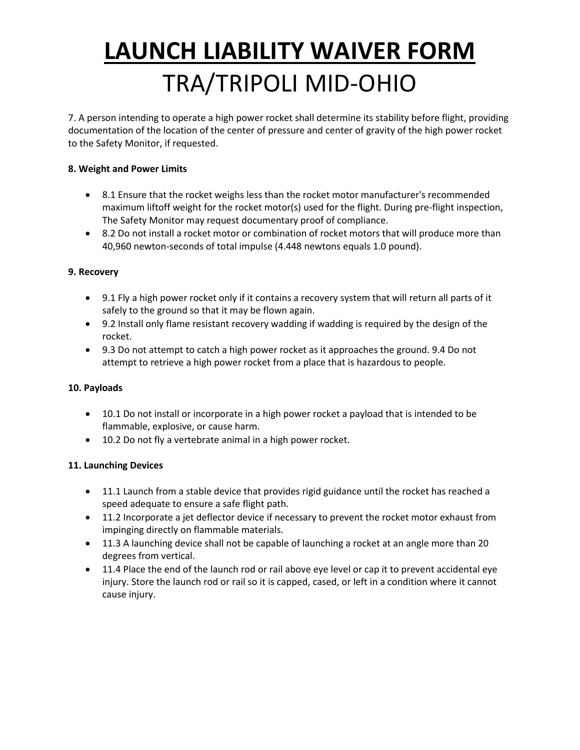# LAUNCH LIABILITY WAIVER FORM

# TRA/TRIPOLI MID-OHIO

7. A person intending to operate a high power rocket shall determine its stability before flight, providing documentation of the location of the center of pressure and center of gravity of the high power rocket to the Safety Monitor, if requested.

**8. Weight and Power Limits**

- 8.1 Ensure that the rocket weighs less than the rocket motor manufacturer's recommended maximum liftoff weight for the rocket motor(s) used for the flight. During pre-flight inspection, The Safety Monitor may request documentary proof of compliance.
- 8.2 Do not install a rocket motor or combination of rocket motors that will produce more than 40,960 newton-seconds of total impulse (4.448 newtons equals 1.0 pound).

**9. Recovery**

- 9.1 Fly a high power rocket only if it contains a recovery system that will return all parts of it safely to the ground so that it may be flown again.
- 9.2 Install only flame resistant recovery wadding if wadding is required by the design of the rocket.
- 9.3 Do not attempt to catch a high power rocket as it approaches the ground. 9.4 Do not attempt to retrieve a high power rocket from a place that is hazardous to people.

**10. Payloads**

- 10.1 Do not install or incorporate in a high power rocket a payload that is intended to be flammable, explosive, or cause harm.
- 10.2 Do not fly a vertebrate animal in a high power rocket.

**11. Launching Devices**

- 11.1 Launch from a stable device that provides rigid guidance until the rocket has reached a speed adequate to ensure a safe flight path.
- 11.2 Incorporate a jet deflector device if necessary to prevent the rocket motor exhaust from impinging directly on flammable materials.
- 11.3 A launching device shall not be capable of launching a rocket at an angle more than 20 degrees from vertical.
- 11.4 Place the end of the launch rod or rail above eye level or cap it to prevent accidental eye injury. Store the launch rod or rail so it is capped, cased, or left in a condition where it cannot cause injury.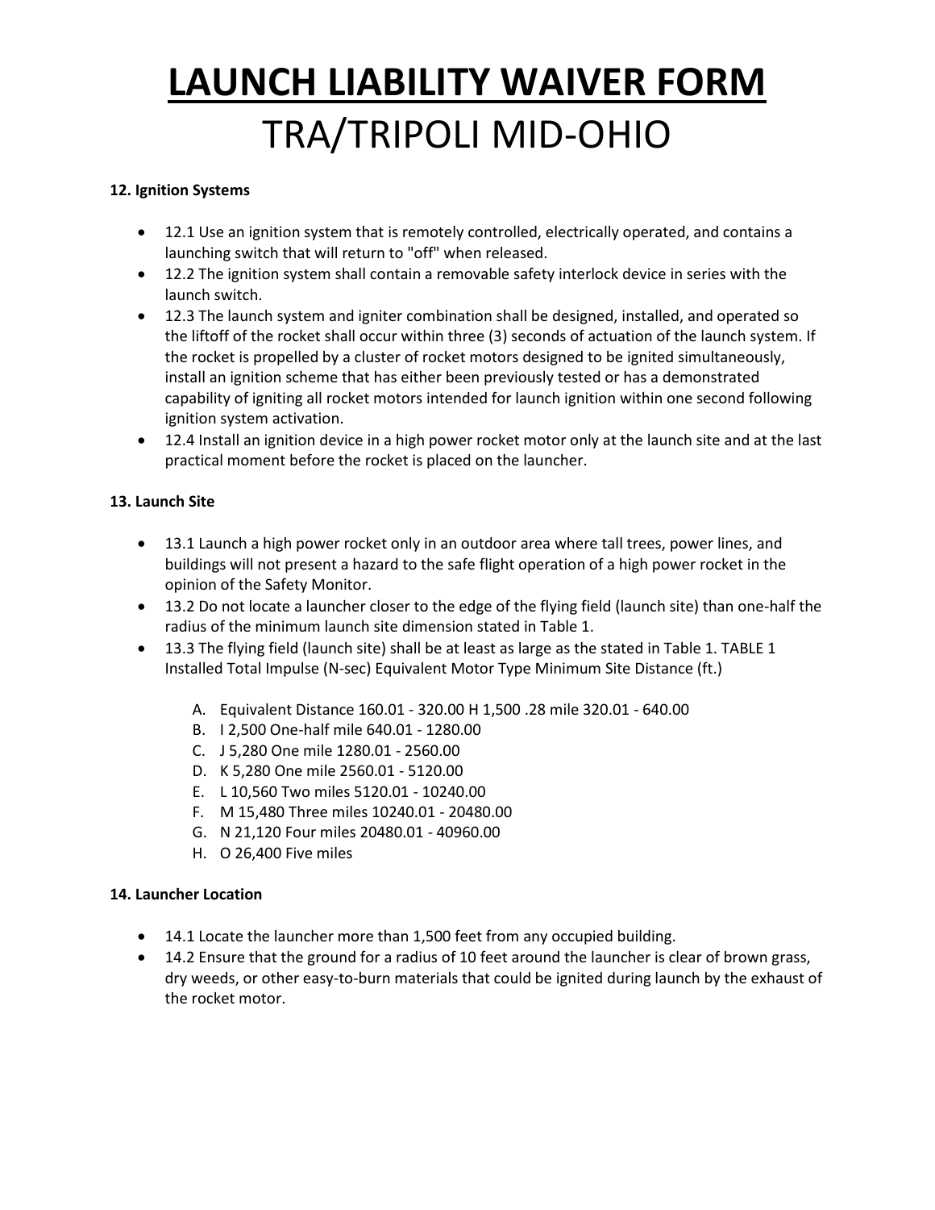# LAUNCH LIABILITY WAIVER FORM

# TRA/TRIPOLI MID-OHIO

**12. Ignition Systems**

- 12.1 Use an ignition system that is remotely controlled, electrically operated, and contains a launching switch that will return to "off" when released.
- 12.2 The ignition system shall contain a removable safety interlock device in series with the launch switch.
- 12.3 The launch system and igniter combination shall be designed, installed, and operated so the liftoff of the rocket shall occur within three (3) seconds of actuation of the launch system. If the rocket is propelled by a cluster of rocket motors designed to be ignited simultaneously, install an ignition scheme that has either been previously tested or has a demonstrated capability of igniting all rocket motors intended for launch ignition within one second following ignition system activation.
- 12.4 Install an ignition device in a high power rocket motor only at the launch site and at the last practical moment before the rocket is placed on the launcher.

**13. Launch Site**

- 13.1 Launch a high power rocket only in an outdoor area where tall trees, power lines, and buildings will not present a hazard to the safe flight operation of a high power rocket in the opinion of the Safety Monitor.
- 13.2 Do not locate a launcher closer to the edge of the flying field (launch site) than one-half the radius of the minimum launch site dimension stated in Table 1.
- 13.3 The flying field (launch site) shall be at least as large as the stated in Table 1. TABLE 1 Installed Total Impulse (N-sec) Equivalent Motor Type Minimum Site Distance (ft.)

    A. Equivalent Distance 160.01 - 320.00 H 1,500 .28 mile 320.01 - 640.00
    B. I 2,500 One-half mile 640.01 - 1280.00
    C. J 5,280 One mile 1280.01 - 2560.00
    D. K 5,280 One mile 2560.01 - 5120.00
    E. L 10,560 Two miles 5120.01 - 10240.00
    F. M 15,480 Three miles 10240.01 - 20480.00
    G. N 21,120 Four miles 20480.01 - 40960.00
    H. O 26,400 Five miles

**14. Launcher Location**

- 14.1 Locate the launcher more than 1,500 feet from any occupied building.
- 14.2 Ensure that the ground for a radius of 10 feet around the launcher is clear of brown grass, dry weeds, or other easy-to-burn materials that could be ignited during launch by the exhaust of the rocket motor.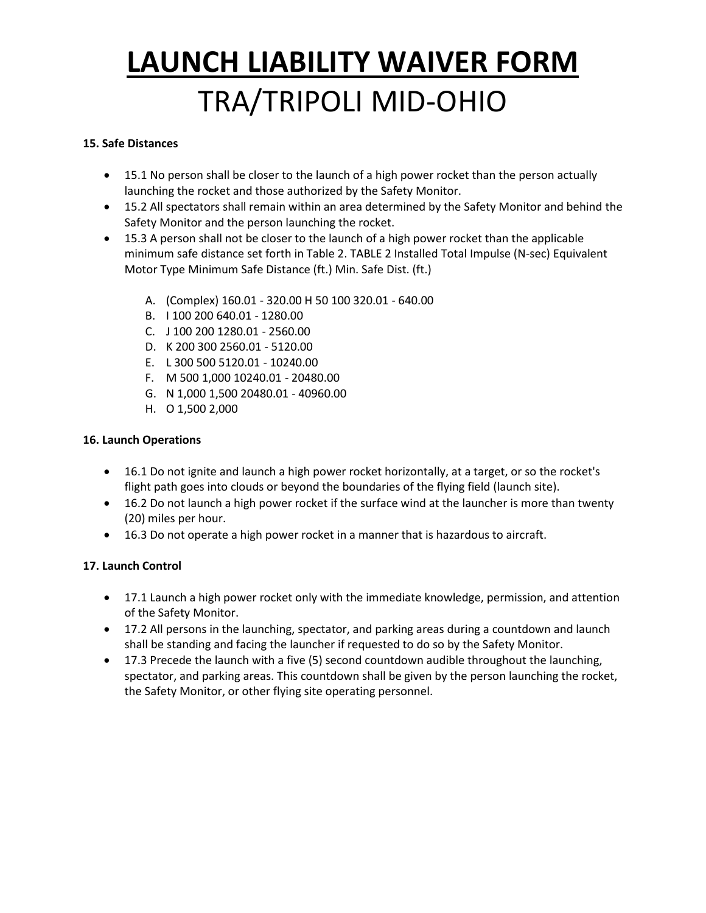# LAUNCH LIABILITY WAIVER FORM

# TRA/TRIPOLI MID-OHIO

**15. Safe Distances**

- 15.1 No person shall be closer to the launch of a high power rocket than the person actually launching the rocket and those authorized by the Safety Monitor.
- 15.2 All spectators shall remain within an area determined by the Safety Monitor and behind the Safety Monitor and the person launching the rocket.
- 15.3 A person shall not be closer to the launch of a high power rocket than the applicable minimum safe distance set forth in Table 2. TABLE 2 Installed Total Impulse (N-sec) Equivalent Motor Type Minimum Safe Distance (ft.) Min. Safe Dist. (ft.)

  A. (Complex) 160.01 - 320.00 H 50 100 320.01 - 640.00
  B. I 100 200 640.01 - 1280.00
  C. J 100 200 1280.01 - 2560.00
  D. K 200 300 2560.01 - 5120.00
  E. L 300 500 5120.01 - 10240.00
  F. M 500 1,000 10240.01 - 20480.00
  G. N 1,000 1,500 20480.01 - 40960.00
  H. O 1,500 2,000

**16. Launch Operations**

- 16.1 Do not ignite and launch a high power rocket horizontally, at a target, or so the rocket's flight path goes into clouds or beyond the boundaries of the flying field (launch site).
- 16.2 Do not launch a high power rocket if the surface wind at the launcher is more than twenty (20) miles per hour.
- 16.3 Do not operate a high power rocket in a manner that is hazardous to aircraft.

**17. Launch Control**

- 17.1 Launch a high power rocket only with the immediate knowledge, permission, and attention of the Safety Monitor.
- 17.2 All persons in the launching, spectator, and parking areas during a countdown and launch shall be standing and facing the launcher if requested to do so by the Safety Monitor.
- 17.3 Precede the launch with a five (5) second countdown audible throughout the launching, spectator, and parking areas. This countdown shall be given by the person launching the rocket, the Safety Monitor, or other flying site operating personnel.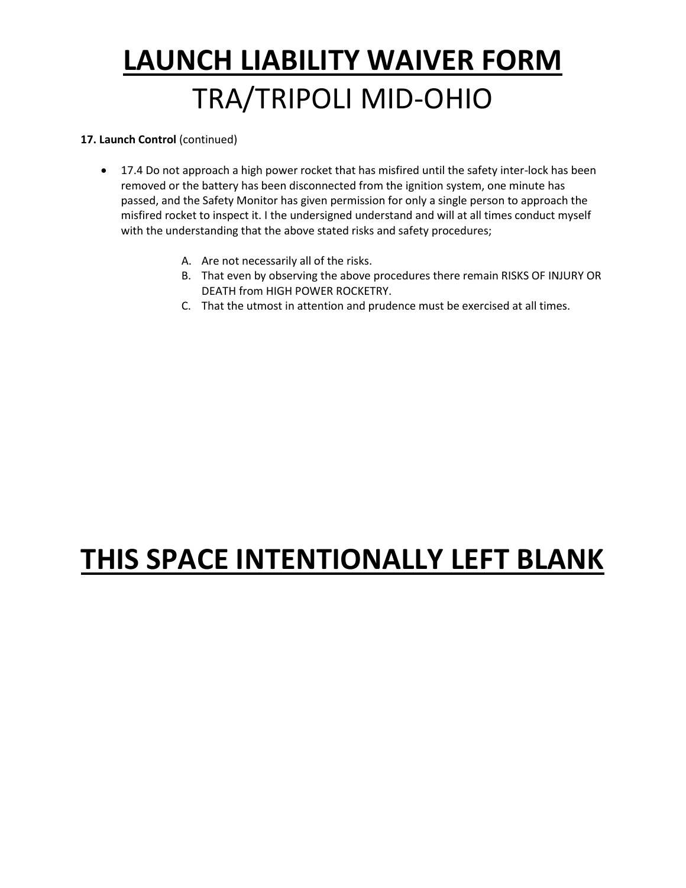# LAUNCH LIABILITY WAIVER FORM

# TRA/TRIPOLI MID-OHIO

**17. Launch Control** (continued)

- 17.4 Do not approach a high power rocket that has misfired until the safety inter-lock has been removed or the battery has been disconnected from the ignition system, one minute has passed, and the Safety Monitor has given permission for only a single person to approach the misfired rocket to inspect it. I the undersigned understand and will at all times conduct myself with the understanding that the above stated risks and safety procedures;

    A. Are not necessarily all of the risks.
    B. That even by observing the above procedures there remain RISKS OF INJURY OR DEATH from HIGH POWER ROCKETRY.
    C. That the utmost in attention and prudence must be exercised at all times.

# THIS SPACE INTENTIONALLY LEFT BLANK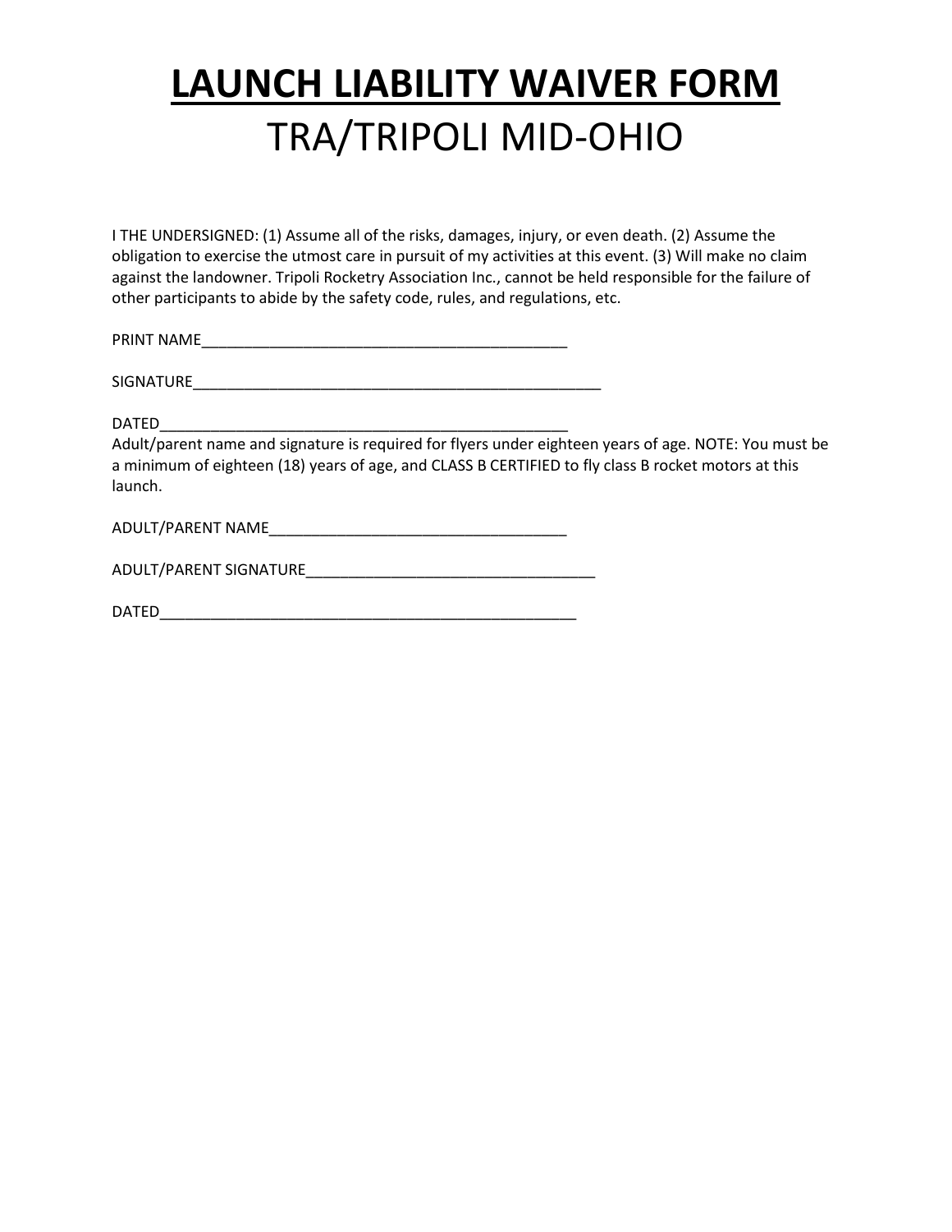# LAUNCH LIABILITY WAIVER FORM

## TRA/TRIPOLI MID-OHIO

I THE UNDERSIGNED: (1) Assume all of the risks, damages, injury, or even death. (2) Assume the obligation to exercise the utmost care in pursuit of my activities at this event. (3) Will make no claim against the landowner. Tripoli Rocketry Association Inc., cannot be held responsible for the failure of other participants to abide by the safety code, rules, and regulations, etc.

PRINT NAME___________________________________________

SIGNATURE_________________________________________________

DATED_________________________________________________

Adult/parent name and signature is required for flyers under eighteen years of age. NOTE: You must be a minimum of eighteen (18) years of age, and CLASS B CERTIFIED to fly class B rocket motors at this launch.

ADULT/PARENT NAME___________________________________

ADULT/PARENT SIGNATURE___________________________________

DATED__________________________________________________